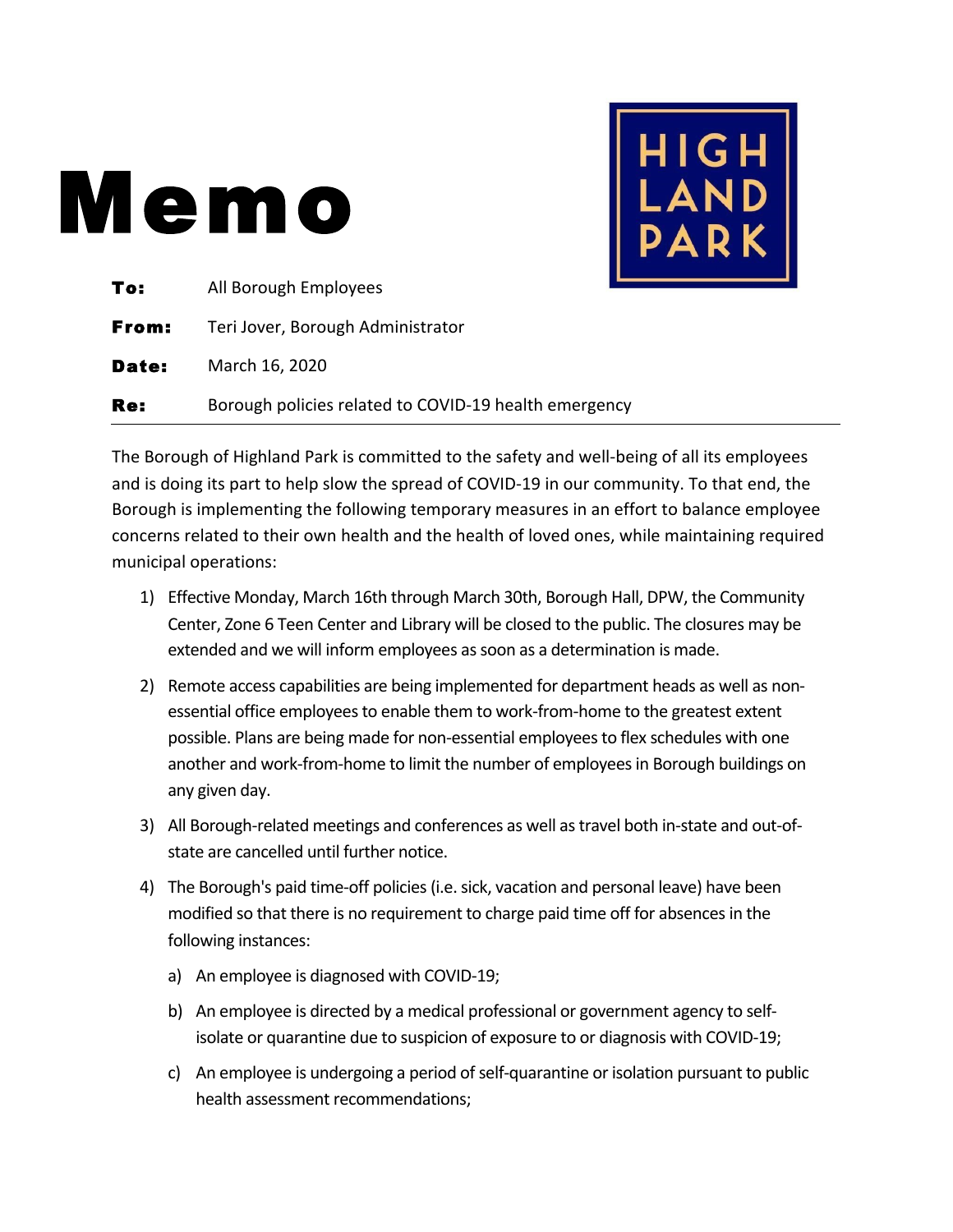# Memo

HIGH LAND PARK

**To:** All Borough Employees

**From:** Teri Jover, Borough Administrator

**Date:** March 16, 2020

**Re:** Borough policies related to COVID-19 health emergency

---

The Borough of Highland Park is committed to the safety and well-being of all its employees and is doing its part to help slow the spread of COVID-19 in our community. To that end, the Borough is implementing the following temporary measures in an effort to balance employee concerns related to their own health and the health of loved ones, while maintaining required municipal operations:

1) Effective Monday, March 16th through March 30th, Borough Hall, DPW, the Community Center, Zone 6 Teen Center and Library will be closed to the public. The closures may be extended and we will inform employees as soon as a determination is made.

2) Remote access capabilities are being implemented for department heads as well as non-essential office employees to enable them to work-from-home to the greatest extent possible. Plans are being made for non-essential employees to flex schedules with one another and work-from-home to limit the number of employees in Borough buildings on any given day.

3) All Borough-related meetings and conferences as well as travel both in-state and out-of-state are cancelled until further notice.

4) The Borough's paid time-off policies (i.e. sick, vacation and personal leave) have been modified so that there is no requirement to charge paid time off for absences in the following instances:

    a) An employee is diagnosed with COVID-19;

    b) An employee is directed by a medical professional or government agency to self-isolate or quarantine due to suspicion of exposure to or diagnosis with COVID-19;

    c) An employee is undergoing a period of self-quarantine or isolation pursuant to public health assessment recommendations;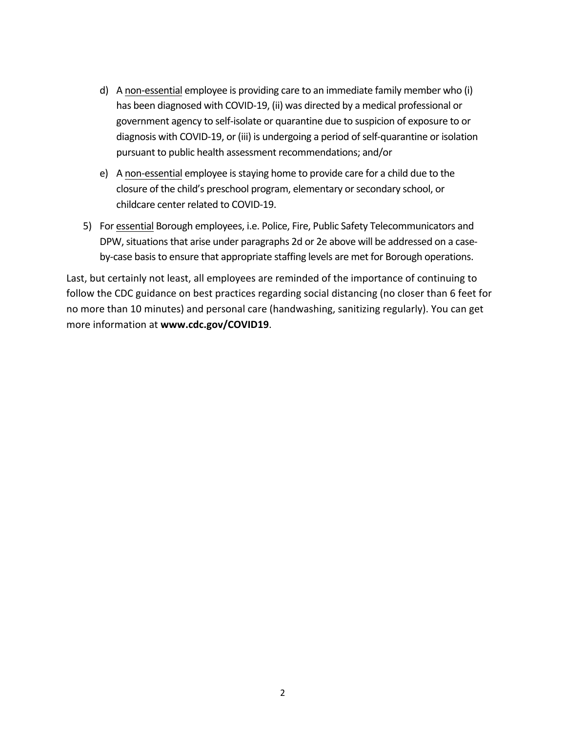d) A <u>non-essential</u> employee is providing care to an immediate family member who (i) has been diagnosed with COVID-19, (ii) was directed by a medical professional or government agency to self-isolate or quarantine due to suspicion of exposure to or diagnosis with COVID-19, or (iii) is undergoing a period of self-quarantine or isolation pursuant to public health assessment recommendations; and/or

e) A <u>non-essential</u> employee is staying home to provide care for a child due to the closure of the child's preschool program, elementary or secondary school, or childcare center related to COVID-19.

5) For <u>essential</u> Borough employees, i.e. Police, Fire, Public Safety Telecommunicators and DPW, situations that arise under paragraphs 2d or 2e above will be addressed on a case-by-case basis to ensure that appropriate staffing levels are met for Borough operations.

Last, but certainly not least, all employees are reminded of the importance of continuing to follow the CDC guidance on best practices regarding social distancing (no closer than 6 feet for no more than 10 minutes) and personal care (handwashing, sanitizing regularly). You can get more information at **www.cdc.gov/COVID19**.